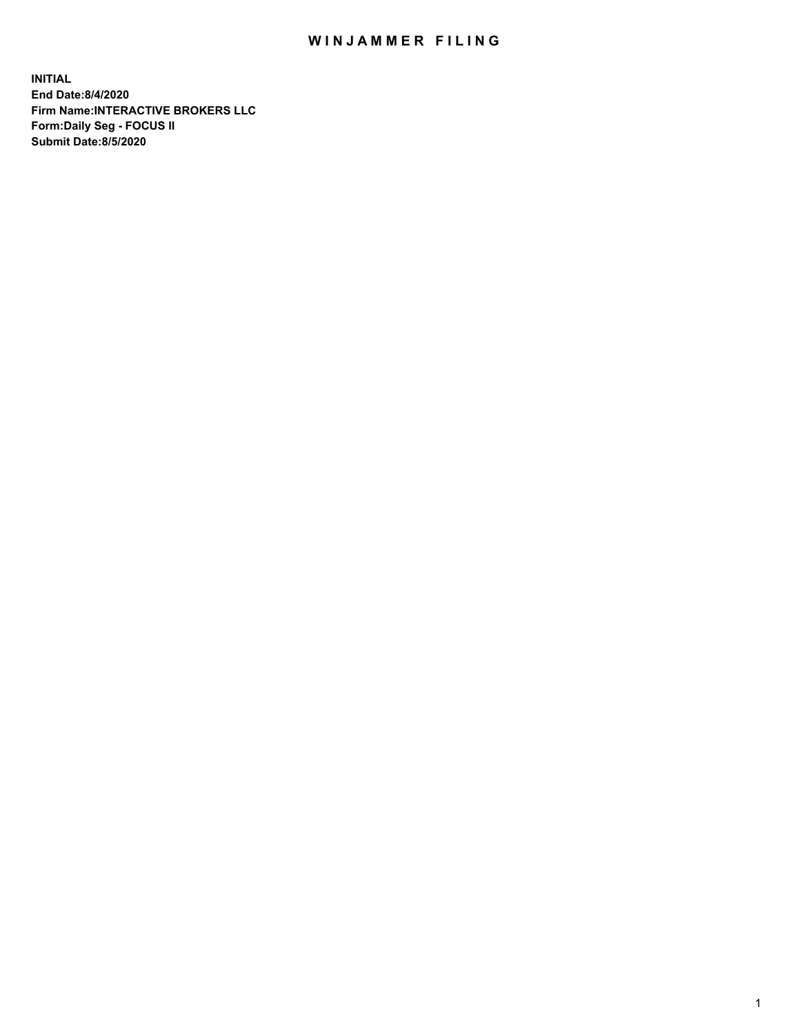# WINJAMMER FILING

**INITIAL**
**End Date:8/4/2020**
**Firm Name:INTERACTIVE BROKERS LLC**
**Form:Daily Seg - FOCUS II**
**Submit Date:8/5/2020**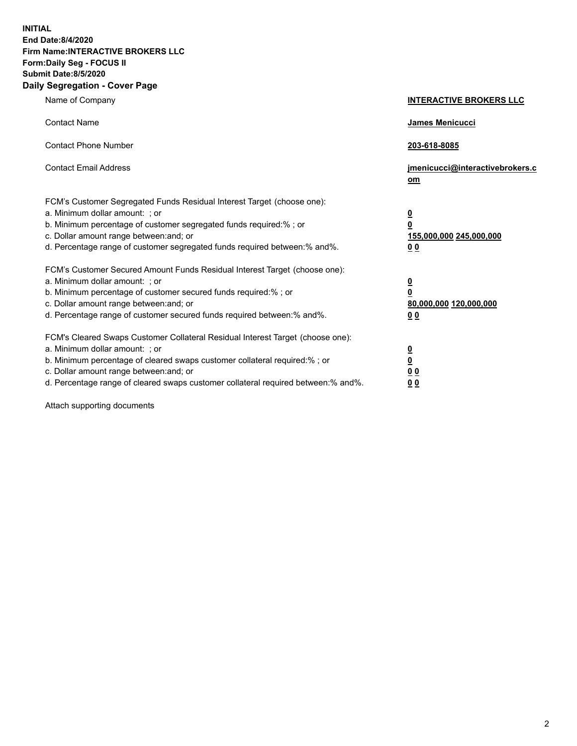**INITIAL**
**End Date:8/4/2020**
**Firm Name:INTERACTIVE BROKERS LLC**
**Form:Daily Seg - FOCUS II**
**Submit Date:8/5/2020**

## Daily Segregation - Cover Page

| | |
|---|---|
| Name of Company | **INTERACTIVE BROKERS LLC** |
| Contact Name | **James Menicucci** |
| Contact Phone Number | **203-618-8085** |
| Contact Email Address | **jmenicucci@interactivebrokers.com** |
| FCM's Customer Segregated Funds Residual Interest Target (choose one): | |
| a. Minimum dollar amount: ; or | **0** |
| b. Minimum percentage of customer segregated funds required:% ; or | **0** |
| c. Dollar amount range between:and; or | **155,000,000 245,000,000** |
| d. Percentage range of customer segregated funds required between:% and%. | **0 0** |
| FCM's Customer Secured Amount Funds Residual Interest Target (choose one): | |
| a. Minimum dollar amount: ; or | **0** |
| b. Minimum percentage of customer secured funds required:% ; or | **0** |
| c. Dollar amount range between:and; or | **80,000,000 120,000,000** |
| d. Percentage range of customer secured funds required between:% and%. | **0 0** |
| FCM's Cleared Swaps Customer Collateral Residual Interest Target (choose one): | |
| a. Minimum dollar amount: ; or | **0** |
| b. Minimum percentage of cleared swaps customer collateral required:% ; or | **0** |
| c. Dollar amount range between:and; or | **0 0** |
| d. Percentage range of cleared swaps customer collateral required between:% and%. | **0 0** |

Attach supporting documents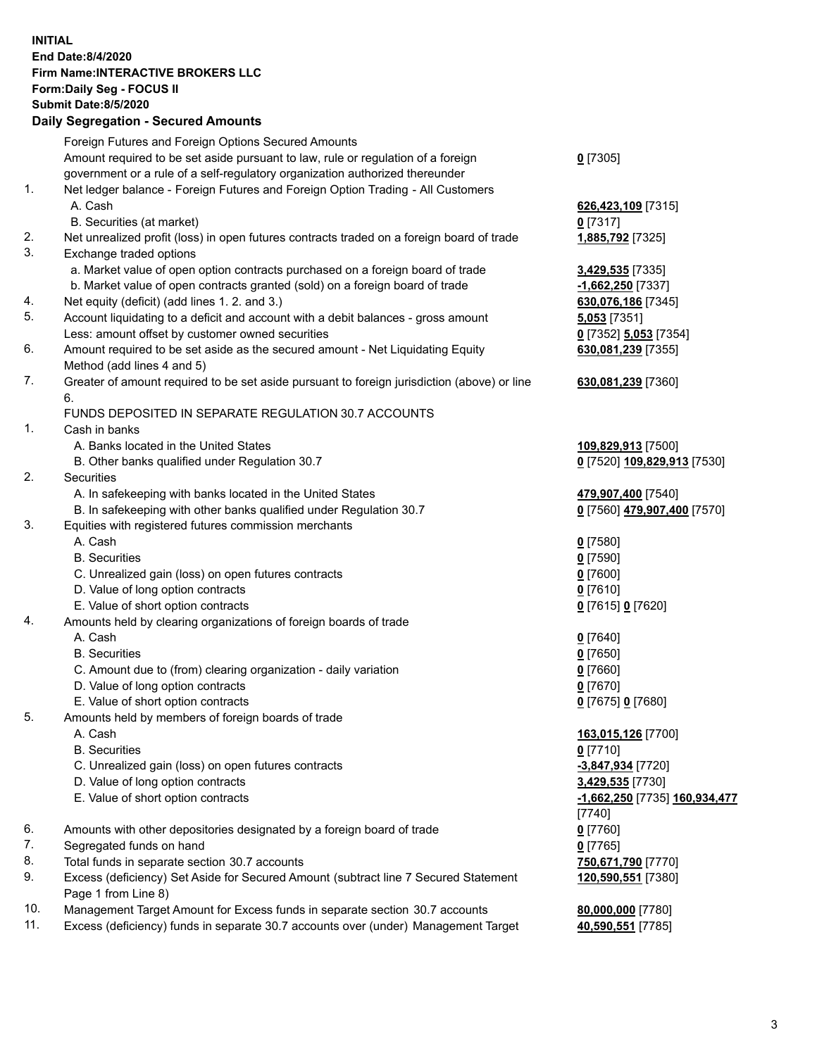**INITIAL**
**End Date:8/4/2020**
**Firm Name:INTERACTIVE BROKERS LLC**
**Form:Daily Seg - FOCUS II**
**Submit Date:8/5/2020**

**Daily Segregation - Secured Amounts**

| | | |
|---|---|---|
| | Foreign Futures and Foreign Options Secured Amounts | |
| | Amount required to be set aside pursuant to law, rule or regulation of a foreign government or a rule of a self-regulatory organization authorized thereunder | **0** [7305] |
| 1. | Net ledger balance - Foreign Futures and Foreign Option Trading - All Customers | |
| | A. Cash | **626,423,109** [7315] |
| | B. Securities (at market) | **0** [7317] |
| 2. | Net unrealized profit (loss) in open futures contracts traded on a foreign board of trade | **1,885,792** [7325] |
| 3. | Exchange traded options | |
| | a. Market value of open option contracts purchased on a foreign board of trade | **3,429,535** [7335] |
| | b. Market value of open contracts granted (sold) on a foreign board of trade | **-1,662,250** [7337] |
| 4. | Net equity (deficit) (add lines 1. 2. and 3.) | **630,076,186** [7345] |
| 5. | Account liquidating to a deficit and account with a debit balances - gross amount | **5,053** [7351] |
| | Less: amount offset by customer owned securities | **0** [7352] **5,053** [7354] |
| 6. | Amount required to be set aside as the secured amount - Net Liquidating Equity Method (add lines 4 and 5) | **630,081,239** [7355] |
| 7. | Greater of amount required to be set aside pursuant to foreign jurisdiction (above) or line 6. | **630,081,239** [7360] |
| | FUNDS DEPOSITED IN SEPARATE REGULATION 30.7 ACCOUNTS | |
| 1. | Cash in banks | |
| | A. Banks located in the United States | **109,829,913** [7500] |
| | B. Other banks qualified under Regulation 30.7 | **0** [7520] **109,829,913** [7530] |
| 2. | Securities | |
| | A. In safekeeping with banks located in the United States | **479,907,400** [7540] |
| | B. In safekeeping with other banks qualified under Regulation 30.7 | **0** [7560] **479,907,400** [7570] |
| 3. | Equities with registered futures commission merchants | |
| | A. Cash | **0** [7580] |
| | B. Securities | **0** [7590] |
| | C. Unrealized gain (loss) on open futures contracts | **0** [7600] |
| | D. Value of long option contracts | **0** [7610] |
| | E. Value of short option contracts | **0** [7615] **0** [7620] |
| 4. | Amounts held by clearing organizations of foreign boards of trade | |
| | A. Cash | **0** [7640] |
| | B. Securities | **0** [7650] |
| | C. Amount due to (from) clearing organization - daily variation | **0** [7660] |
| | D. Value of long option contracts | **0** [7670] |
| | E. Value of short option contracts | **0** [7675] **0** [7680] |
| 5. | Amounts held by members of foreign boards of trade | |
| | A. Cash | **163,015,126** [7700] |
| | B. Securities | **0** [7710] |
| | C. Unrealized gain (loss) on open futures contracts | **-3,847,934** [7720] |
| | D. Value of long option contracts | **3,429,535** [7730] |
| | E. Value of short option contracts | **-1,662,250** [7735] **160,934,477** [7740] |
| 6. | Amounts with other depositories designated by a foreign board of trade | **0** [7760] |
| 7. | Segregated funds on hand | **0** [7765] |
| 8. | Total funds in separate section 30.7 accounts | **750,671,790** [7770] |
| 9. | Excess (deficiency) Set Aside for Secured Amount (subtract line 7 Secured Statement Page 1 from Line 8) | **120,590,551** [7380] |
| 10. | Management Target Amount for Excess funds in separate section 30.7 accounts | **80,000,000** [7780] |
| 11. | Excess (deficiency) funds in separate 30.7 accounts over (under) Management Target | **40,590,551** [7785] |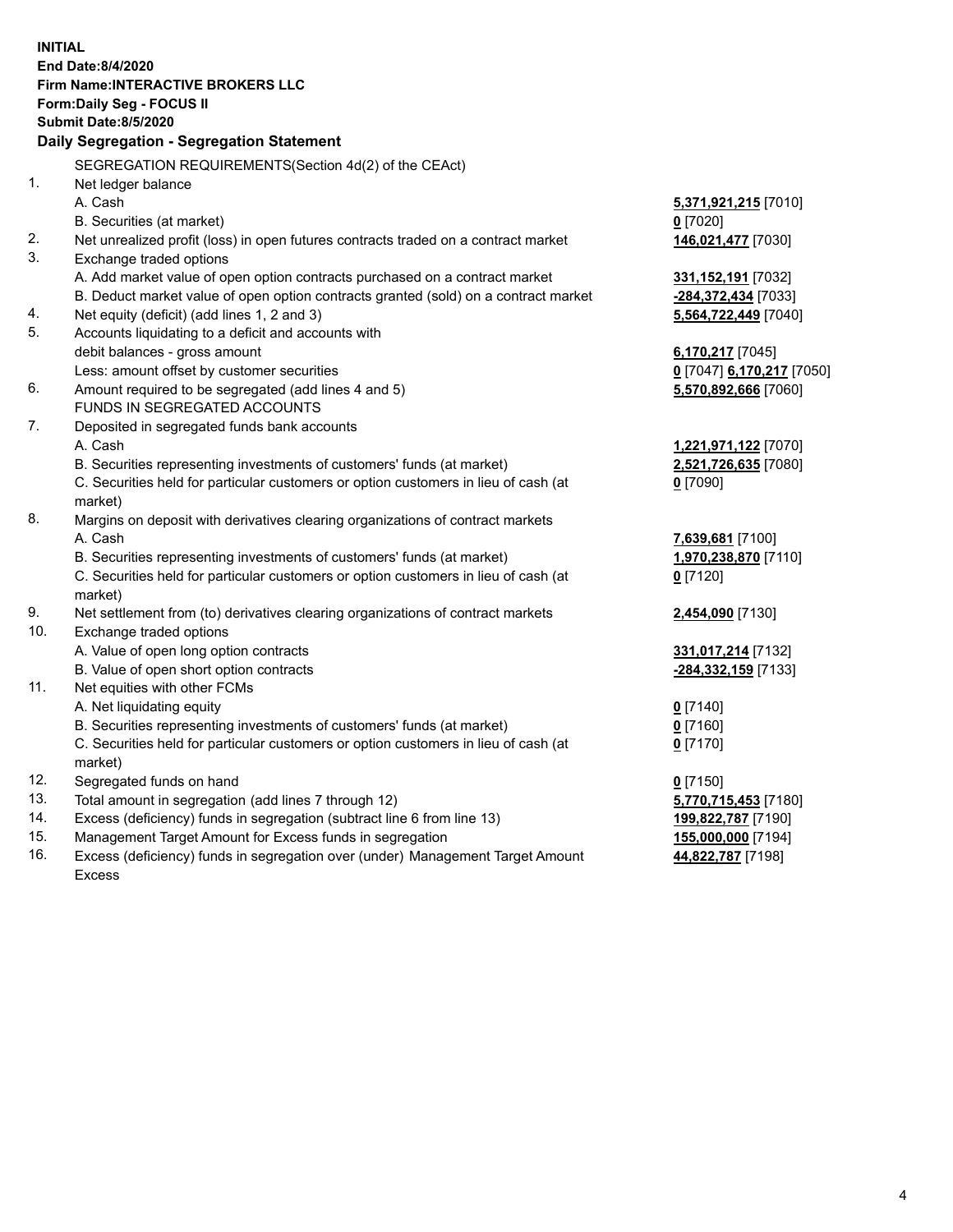**INITIAL**
**End Date:8/4/2020**
**Firm Name:INTERACTIVE BROKERS LLC**
**Form:Daily Seg - FOCUS II**
**Submit Date:8/5/2020**

## Daily Segregation - Segregation Statement

| | | |
|---|---|---|
| | SEGREGATION REQUIREMENTS(Section 4d(2) of the CEAct) | |
| 1. | Net ledger balance | |
| | A. Cash | **5,371,921,215** [7010] |
| | B. Securities (at market) | **0** [7020] |
| 2. | Net unrealized profit (loss) in open futures contracts traded on a contract market | **146,021,477** [7030] |
| 3. | Exchange traded options | |
| | A. Add market value of open option contracts purchased on a contract market | **331,152,191** [7032] |
| | B. Deduct market value of open option contracts granted (sold) on a contract market | **-284,372,434** [7033] |
| 4. | Net equity (deficit) (add lines 1, 2 and 3) | **5,564,722,449** [7040] |
| 5. | Accounts liquidating to a deficit and accounts with debit balances - gross amount | **6,170,217** [7045] |
| | Less: amount offset by customer securities | **0** [7047] **6,170,217** [7050] |
| 6. | Amount required to be segregated (add lines 4 and 5) | **5,570,892,666** [7060] |
| | FUNDS IN SEGREGATED ACCOUNTS | |
| 7. | Deposited in segregated funds bank accounts | |
| | A. Cash | **1,221,971,122** [7070] |
| | B. Securities representing investments of customers' funds (at market) | **2,521,726,635** [7080] |
| | C. Securities held for particular customers or option customers in lieu of cash (at market) | **0** [7090] |
| 8. | Margins on deposit with derivatives clearing organizations of contract markets | |
| | A. Cash | **7,639,681** [7100] |
| | B. Securities representing investments of customers' funds (at market) | **1,970,238,870** [7110] |
| | C. Securities held for particular customers or option customers in lieu of cash (at market) | **0** [7120] |
| 9. | Net settlement from (to) derivatives clearing organizations of contract markets | **2,454,090** [7130] |
| 10. | Exchange traded options | |
| | A. Value of open long option contracts | **331,017,214** [7132] |
| | B. Value of open short option contracts | **-284,332,159** [7133] |
| 11. | Net equities with other FCMs | |
| | A. Net liquidating equity | **0** [7140] |
| | B. Securities representing investments of customers' funds (at market) | **0** [7160] |
| | C. Securities held for particular customers or option customers in lieu of cash (at market) | **0** [7170] |
| 12. | Segregated funds on hand | **0** [7150] |
| 13. | Total amount in segregation (add lines 7 through 12) | **5,770,715,453** [7180] |
| 14. | Excess (deficiency) funds in segregation (subtract line 6 from line 13) | **199,822,787** [7190] |
| 15. | Management Target Amount for Excess funds in segregation | **155,000,000** [7194] |
| 16. | Excess (deficiency) funds in segregation over (under) Management Target Amount Excess | **44,822,787** [7198] |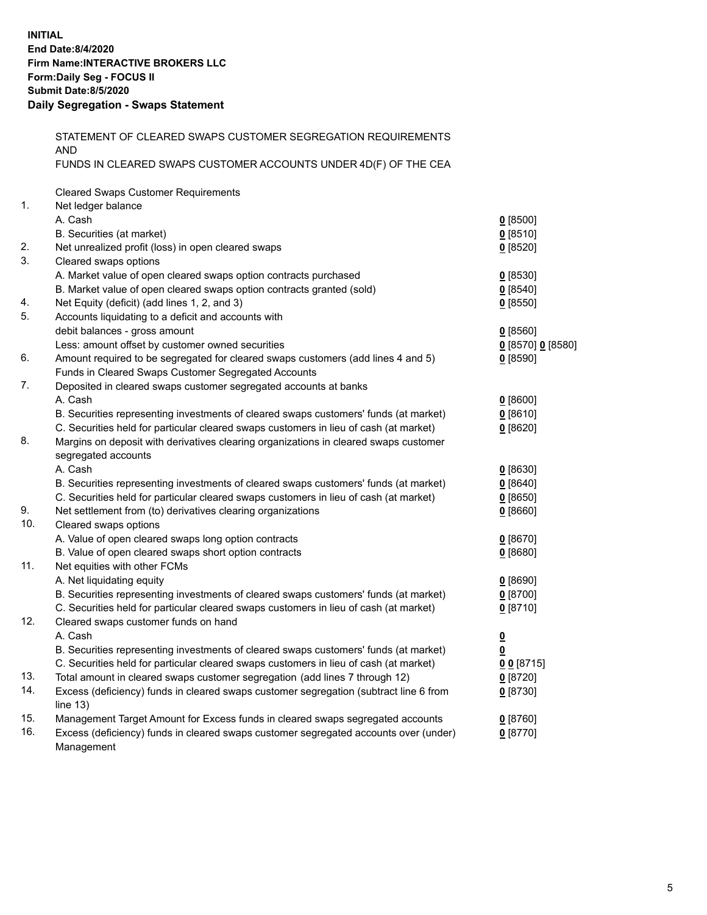**INITIAL**
**End Date:8/4/2020**
**Firm Name:INTERACTIVE BROKERS LLC**
**Form:Daily Seg - FOCUS II**
**Submit Date:8/5/2020**
**Daily Segregation - Swaps Statement**

STATEMENT OF CLEARED SWAPS CUSTOMER SEGREGATION REQUIREMENTS AND FUNDS IN CLEARED SWAPS CUSTOMER ACCOUNTS UNDER 4D(F) OF THE CEA

| | | |
|---|---|---|
| | Cleared Swaps Customer Requirements | |
| 1. | Net ledger balance | |
| | A. Cash | 0 [8500] |
| | B. Securities (at market) | 0 [8510] |
| 2. | Net unrealized profit (loss) in open cleared swaps | 0 [8520] |
| 3. | Cleared swaps options | |
| | A. Market value of open cleared swaps option contracts purchased | 0 [8530] |
| | B. Market value of open cleared swaps option contracts granted (sold) | 0 [8540] |
| 4. | Net Equity (deficit) (add lines 1, 2, and 3) | 0 [8550] |
| 5. | Accounts liquidating to a deficit and accounts with | |
| | debit balances - gross amount | 0 [8560] |
| | Less: amount offset by customer owned securities | 0 [8570] 0 [8580] |
| 6. | Amount required to be segregated for cleared swaps customers (add lines 4 and 5) | 0 [8590] |
| | Funds in Cleared Swaps Customer Segregated Accounts | |
| 7. | Deposited in cleared swaps customer segregated accounts at banks | |
| | A. Cash | 0 [8600] |
| | B. Securities representing investments of cleared swaps customers' funds (at market) | 0 [8610] |
| | C. Securities held for particular cleared swaps customers in lieu of cash (at market) | 0 [8620] |
| 8. | Margins on deposit with derivatives clearing organizations in cleared swaps customer segregated accounts | |
| | A. Cash | 0 [8630] |
| | B. Securities representing investments of cleared swaps customers' funds (at market) | 0 [8640] |
| | C. Securities held for particular cleared swaps customers in lieu of cash (at market) | 0 [8650] |
| 9. | Net settlement from (to) derivatives clearing organizations | 0 [8660] |
| 10. | Cleared swaps options | |
| | A. Value of open cleared swaps long option contracts | 0 [8670] |
| | B. Value of open cleared swaps short option contracts | 0 [8680] |
| 11. | Net equities with other FCMs | |
| | A. Net liquidating equity | 0 [8690] |
| | B. Securities representing investments of cleared swaps customers' funds (at market) | 0 [8700] |
| | C. Securities held for particular cleared swaps customers in lieu of cash (at market) | 0 [8710] |
| 12. | Cleared swaps customer funds on hand | |
| | A. Cash | 0 |
| | B. Securities representing investments of cleared swaps customers' funds (at market) | 0 |
| | C. Securities held for particular cleared swaps customers in lieu of cash (at market) | 0 0 [8715] |
| 13. | Total amount in cleared swaps customer segregation (add lines 7 through 12) | 0 [8720] |
| 14. | Excess (deficiency) funds in cleared swaps customer segregation (subtract line 6 from line 13) | 0 [8730] |
| 15. | Management Target Amount for Excess funds in cleared swaps segregated accounts | 0 [8760] |
| 16. | Excess (deficiency) funds in cleared swaps customer segregated accounts over (under) Management | 0 [8770] |